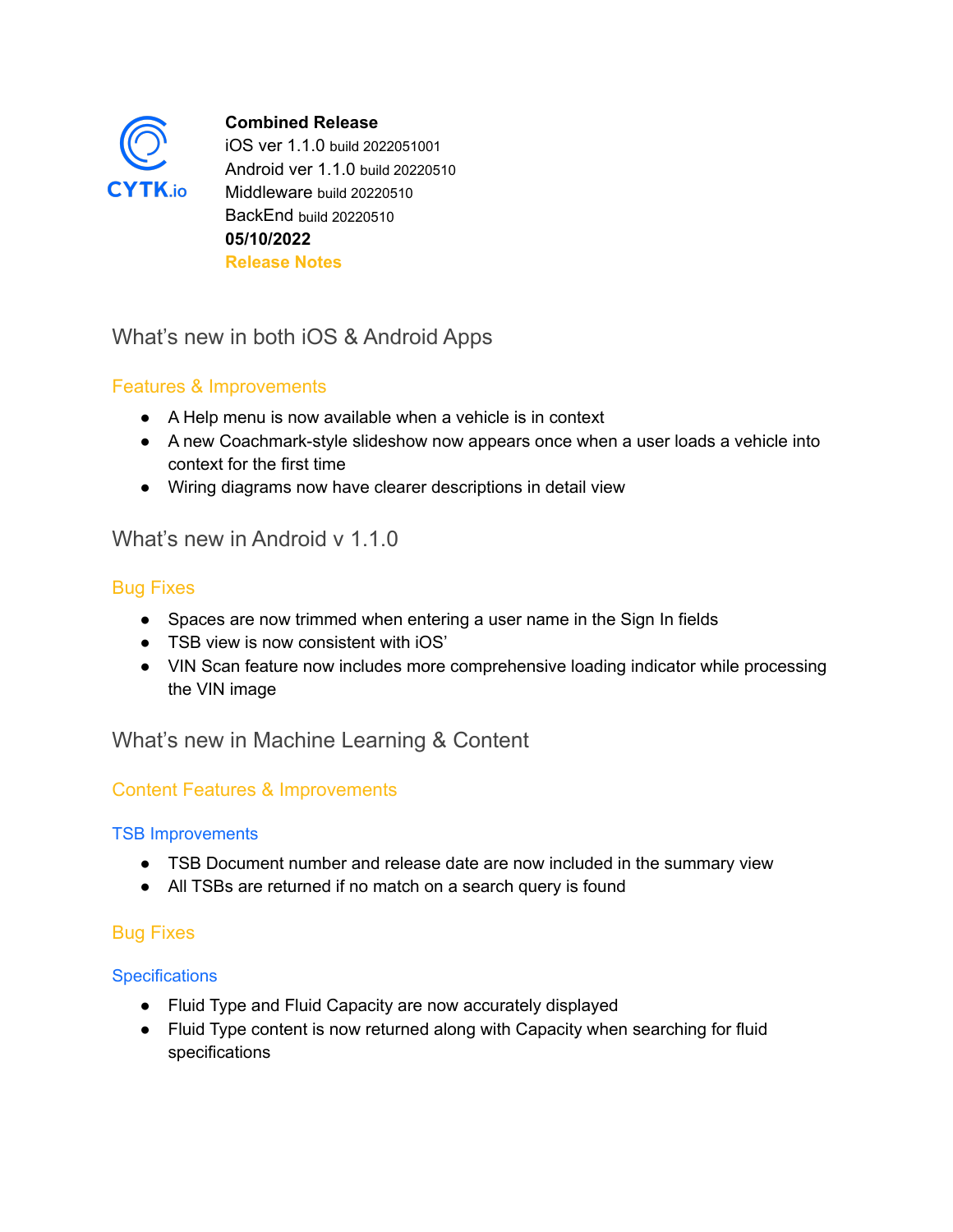CYTK.io

**Combined Release**
iOS ver 1.1.0 build 2022051001
Android ver 1.1.0 build 20220510
Middleware build 20220510
BackEnd build 20220510
**05/10/2022**
**Release Notes**

## What's new in both iOS & Android Apps

### Features & Improvements

- A Help menu is now available when a vehicle is in context
- A new Coachmark-style slideshow now appears once when a user loads a vehicle into context for the first time
- Wiring diagrams now have clearer descriptions in detail view

## What's new in Android v 1.1.0

### Bug Fixes

- Spaces are now trimmed when entering a user name in the Sign In fields
- TSB view is now consistent with iOS'
- VIN Scan feature now includes more comprehensive loading indicator while processing the VIN image

## What's new in Machine Learning & Content

### Content Features & Improvements

#### TSB Improvements

- TSB Document number and release date are now included in the summary view
- All TSBs are returned if no match on a search query is found

### Bug Fixes

#### Specifications

- Fluid Type and Fluid Capacity are now accurately displayed
- Fluid Type content is now returned along with Capacity when searching for fluid specifications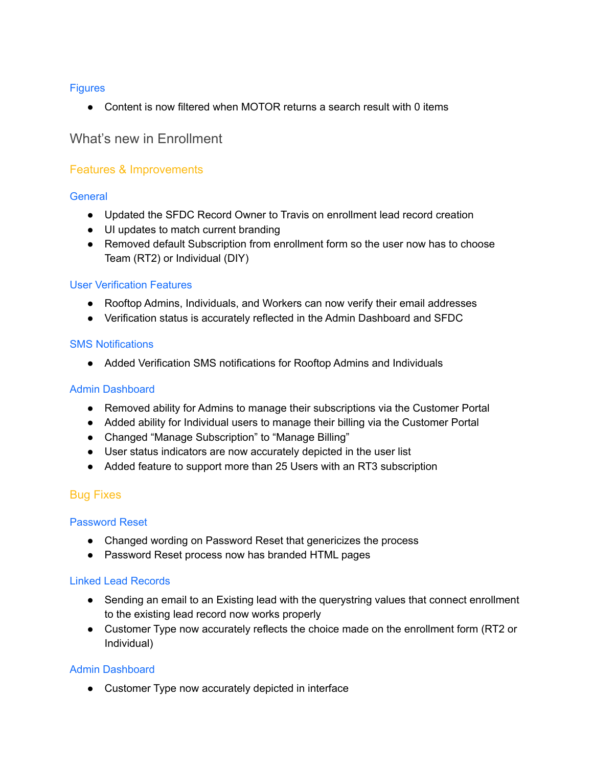### Figures

- Content is now filtered when MOTOR returns a search result with 0 items

## What's new in Enrollment

### Features & Improvements

#### General

- Updated the SFDC Record Owner to Travis on enrollment lead record creation
- UI updates to match current branding
- Removed default Subscription from enrollment form so the user now has to choose Team (RT2) or Individual (DIY)

#### User Verification Features

- Rooftop Admins, Individuals, and Workers can now verify their email addresses
- Verification status is accurately reflected in the Admin Dashboard and SFDC

#### SMS Notifications

- Added Verification SMS notifications for Rooftop Admins and Individuals

#### Admin Dashboard

- Removed ability for Admins to manage their subscriptions via the Customer Portal
- Added ability for Individual users to manage their billing via the Customer Portal
- Changed "Manage Subscription" to "Manage Billing"
- User status indicators are now accurately depicted in the user list
- Added feature to support more than 25 Users with an RT3 subscription

### Bug Fixes

#### Password Reset

- Changed wording on Password Reset that genericizes the process
- Password Reset process now has branded HTML pages

#### Linked Lead Records

- Sending an email to an Existing lead with the querystring values that connect enrollment to the existing lead record now works properly
- Customer Type now accurately reflects the choice made on the enrollment form (RT2 or Individual)

#### Admin Dashboard

- Customer Type now accurately depicted in interface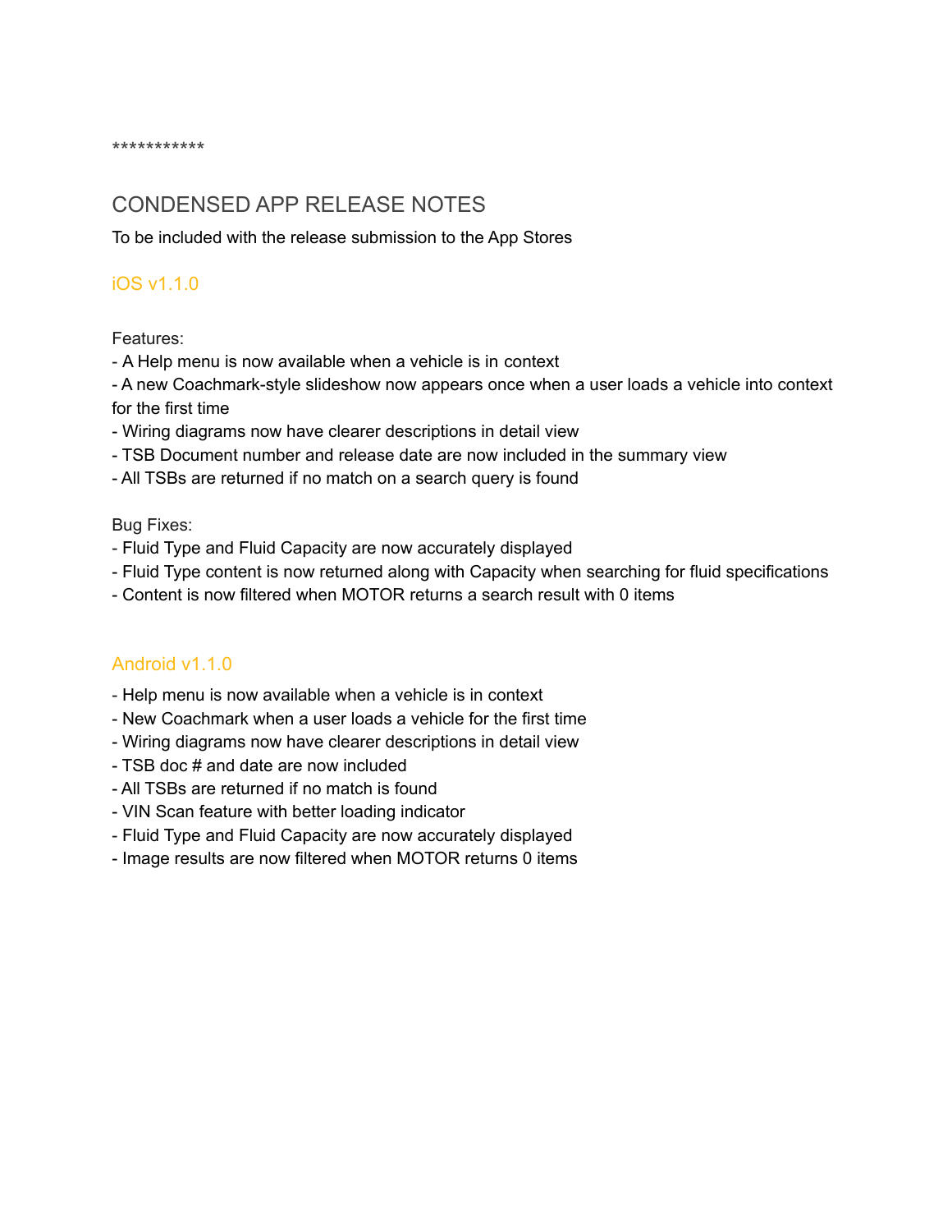***********

## CONDENSED APP RELEASE NOTES

To be included with the release submission to the App Stores

### iOS v1.1.0

Features:

- A Help menu is now available when a vehicle is in context
- A new Coachmark-style slideshow now appears once when a user loads a vehicle into context for the first time
- Wiring diagrams now have clearer descriptions in detail view
- TSB Document number and release date are now included in the summary view
- All TSBs are returned if no match on a search query is found

Bug Fixes:

- Fluid Type and Fluid Capacity are now accurately displayed
- Fluid Type content is now returned along with Capacity when searching for fluid specifications
- Content is now filtered when MOTOR returns a search result with 0 items

### Android v1.1.0

- Help menu is now available when a vehicle is in context
- New Coachmark when a user loads a vehicle for the first time
- Wiring diagrams now have clearer descriptions in detail view
- TSB doc # and date are now included
- All TSBs are returned if no match is found
- VIN Scan feature with better loading indicator
- Fluid Type and Fluid Capacity are now accurately displayed
- Image results are now filtered when MOTOR returns 0 items